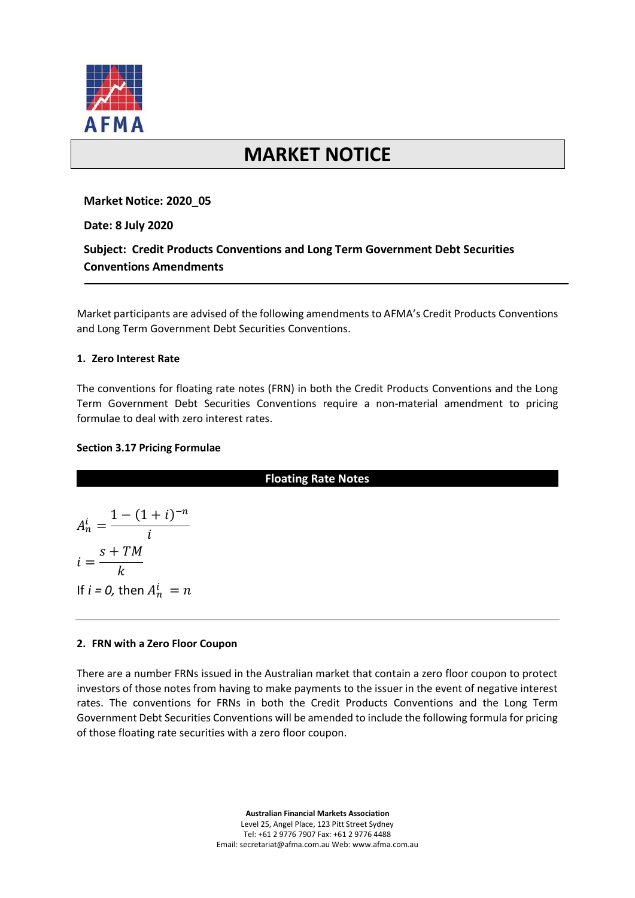# MARKET NOTICE

**Market Notice: 2020_05**

**Date: 8 July 2020**

**Subject: Credit Products Conventions and Long Term Government Debt Securities Conventions Amendments**

---

Market participants are advised of the following amendments to AFMA's Credit Products Conventions and Long Term Government Debt Securities Conventions.

### 1. Zero Interest Rate

The conventions for floating rate notes (FRN) in both the Credit Products Conventions and the Long Term Government Debt Securities Conventions require a non-material amendment to pricing formulae to deal with zero interest rates.

**Section 3.17 Pricing Formulae**

**Floating Rate Notes**

$$A_n^i = \frac{1-(1+i)^{-n}}{i}$$

$$i = \frac{s+TM}{k}$$

If $i = 0$, then $A_n^i = n$

---

### 2. FRN with a Zero Floor Coupon

There are a number FRNs issued in the Australian market that contain a zero floor coupon to protect investors of those notes from having to make payments to the issuer in the event of negative interest rates. The conventions for FRNs in both the Credit Products Conventions and the Long Term Government Debt Securities Conventions will be amended to include the following formula for pricing of those floating rate securities with a zero floor coupon.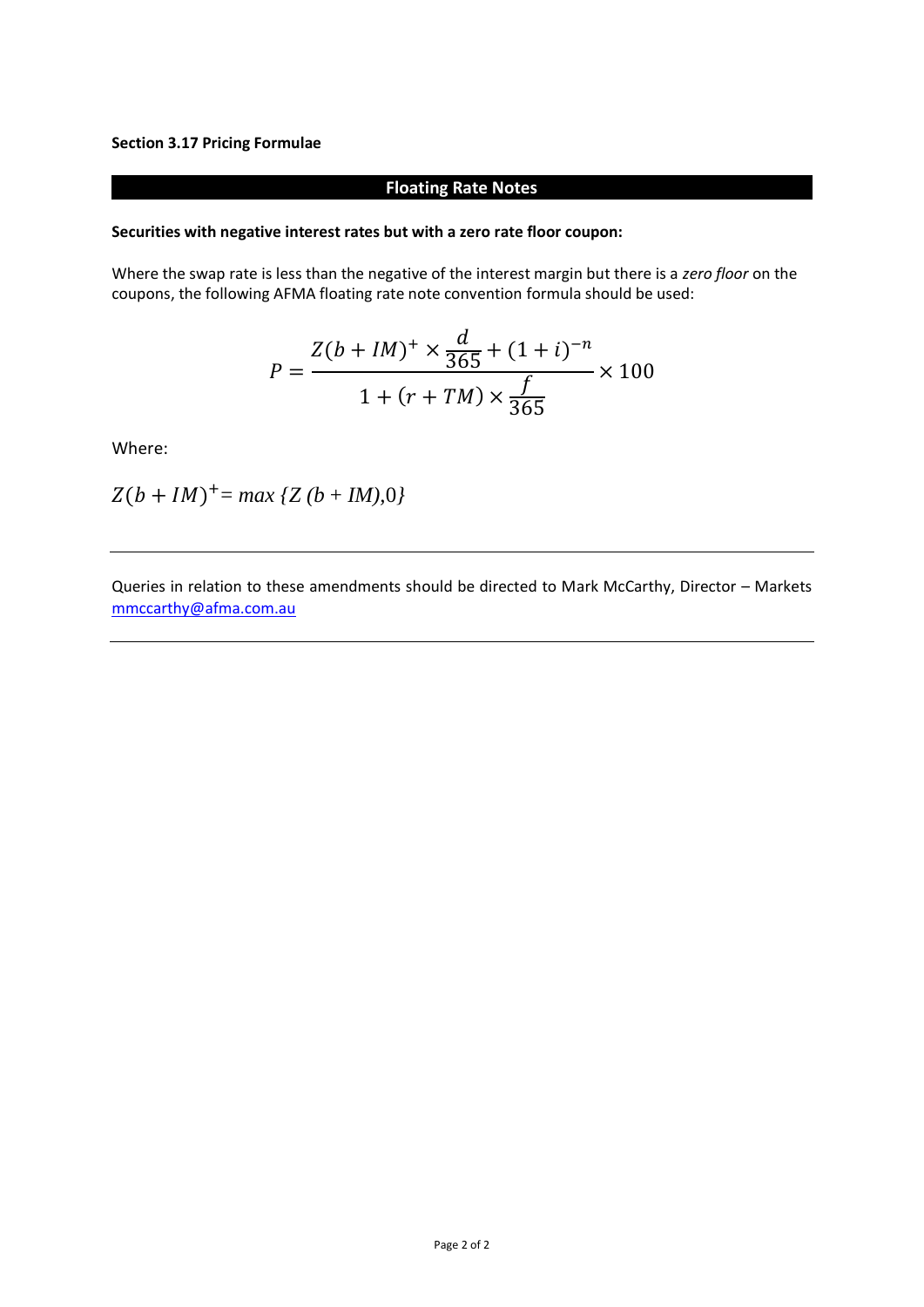**Section 3.17 Pricing Formulae**

## Floating Rate Notes

**Securities with negative interest rates but with a zero rate floor coupon:**

Where the swap rate is less than the negative of the interest margin but there is a *zero floor* on the coupons, the following AFMA floating rate note convention formula should be used:

$$P = \frac{Z(b + IM)^{+} \times \frac{d}{365} + (1 + i)^{-n}}{1 + (r + TM) \times \frac{f}{365}} \times 100$$

Where:

$Z(b + IM)^{+} = max\ \{Z\ (b + IM), 0\}$

---

Queries in relation to these amendments should be directed to Mark McCarthy, Director – Markets mmccarthy@afma.com.au

---